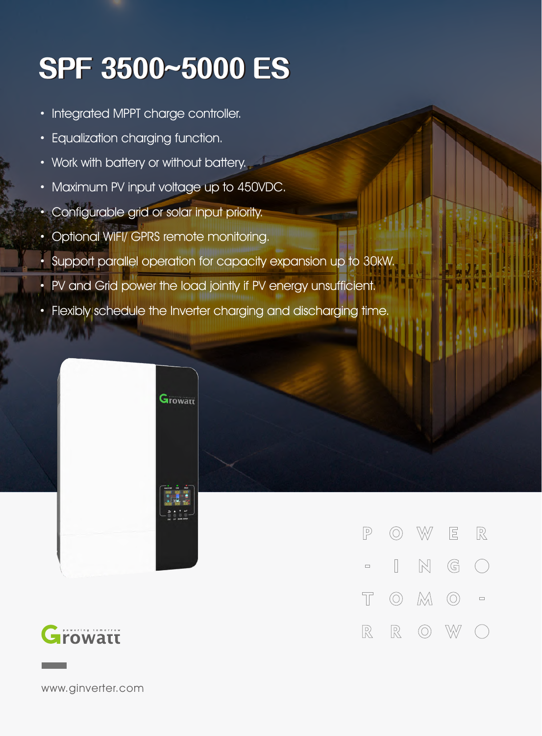# SPF 3500~5000 ES

- Integrated MPPT charge controller.
- Equalization charging function.
- Work with battery or without battery.
- Maximum PV input voltage up to 450VDC.
- Configurable grid or solar input priority.
- Optional WIFI/ GPRS remote monitoring.
- Support parallel operation for capacity expansion up to 30kW.
- PV and Grid power the load jointly if PV energy unsufficient.
- Flexibly schedule the Inverter charging and discharging time.

POWER-ING TOMO-RROW

Growatt

www.ginverter.com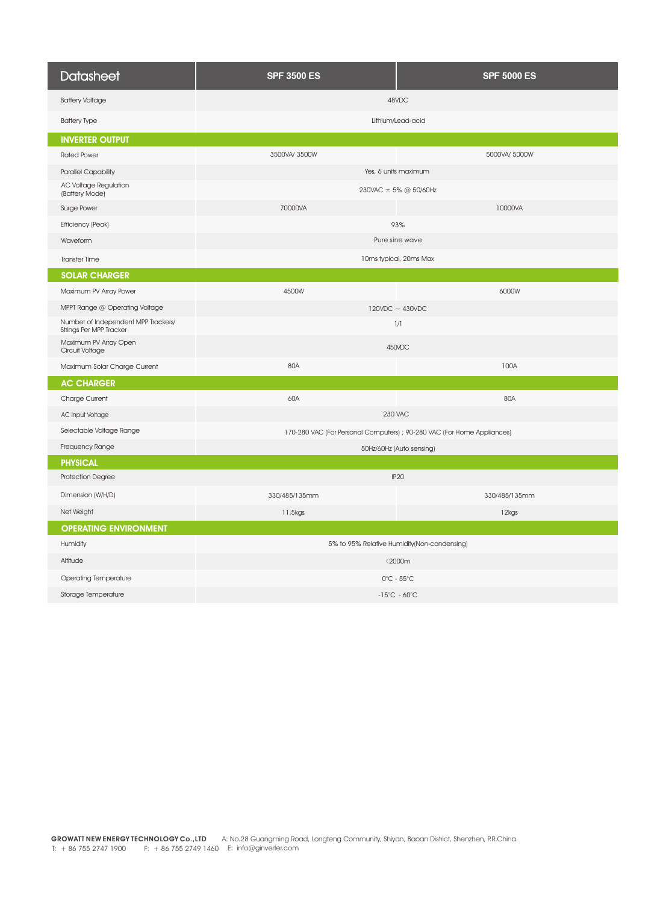| Datasheet | SPF 3500 ES | SPF 5000 ES |
|---|---|---|
| Battery Voltage | 48VDC | |
| Battery Type | Lithium/Lead-acid | |
| **INVERTER OUTPUT** | | |
| Rated Power | 3500VA/ 3500W | 5000VA/ 5000W |
| Parallel Capability | Yes, 6 units maximum | |
| AC Voltage Regulation (Battery Mode) | 230VAC ± 5% @ 50/60Hz | |
| Surge Power | 70000VA | 10000VA |
| Efficiency (Peak) | 93% | |
| Waveform | Pure sine wave | |
| Transfer Time | 10ms typical, 20ms Max | |
| **SOLAR CHARGER** | | |
| Maximum PV Array Power | 4500W | 6000W |
| MPPT Range @ Operating Voltage | 120VDC ~ 430VDC | |
| Number of Independent MPP Trackers/ Strings Per MPP Tracker | 1/1 | |
| Maximum PV Array Open Circuit Voltage | 450VDC | |
| Maximum Solar Charge Current | 80A | 100A |
| **AC CHARGER** | | |
| Charge Current | 60A | 80A |
| AC Input Voltage | 230 VAC | |
| Selectable Voltage Range | 170-280 VAC (For Personal Computers) ; 90-280 VAC (For Home Appliances) | |
| Frequency Range | 50Hz/60Hz (Auto sensing) | |
| **PHYSICAL** | | |
| Protection Degree | IP20 | |
| Dimension (W/H/D) | 330/485/135mm | 330/485/135mm |
| Net Weight | 11.5kgs | 12kgs |
| **OPERATING ENVIRONMENT** | | |
| Humidity | 5% to 95% Relative Humidity(Non-condensing) | |
| Altitude | <2000m | |
| Operating Temperature | 0°C - 55°C | |
| Storage Temperature | -15°C - 60°C | |

**GROWATT NEW ENERGY TECHNOLOGY Co.,LTD** A: No.28 Guangming Road, Longteng Community, Shiyan, Baoan District, Shenzhen, P.R.China.
T: + 86 755 2747 1900 F: + 86 755 2749 1460 E: info@ginverter.com